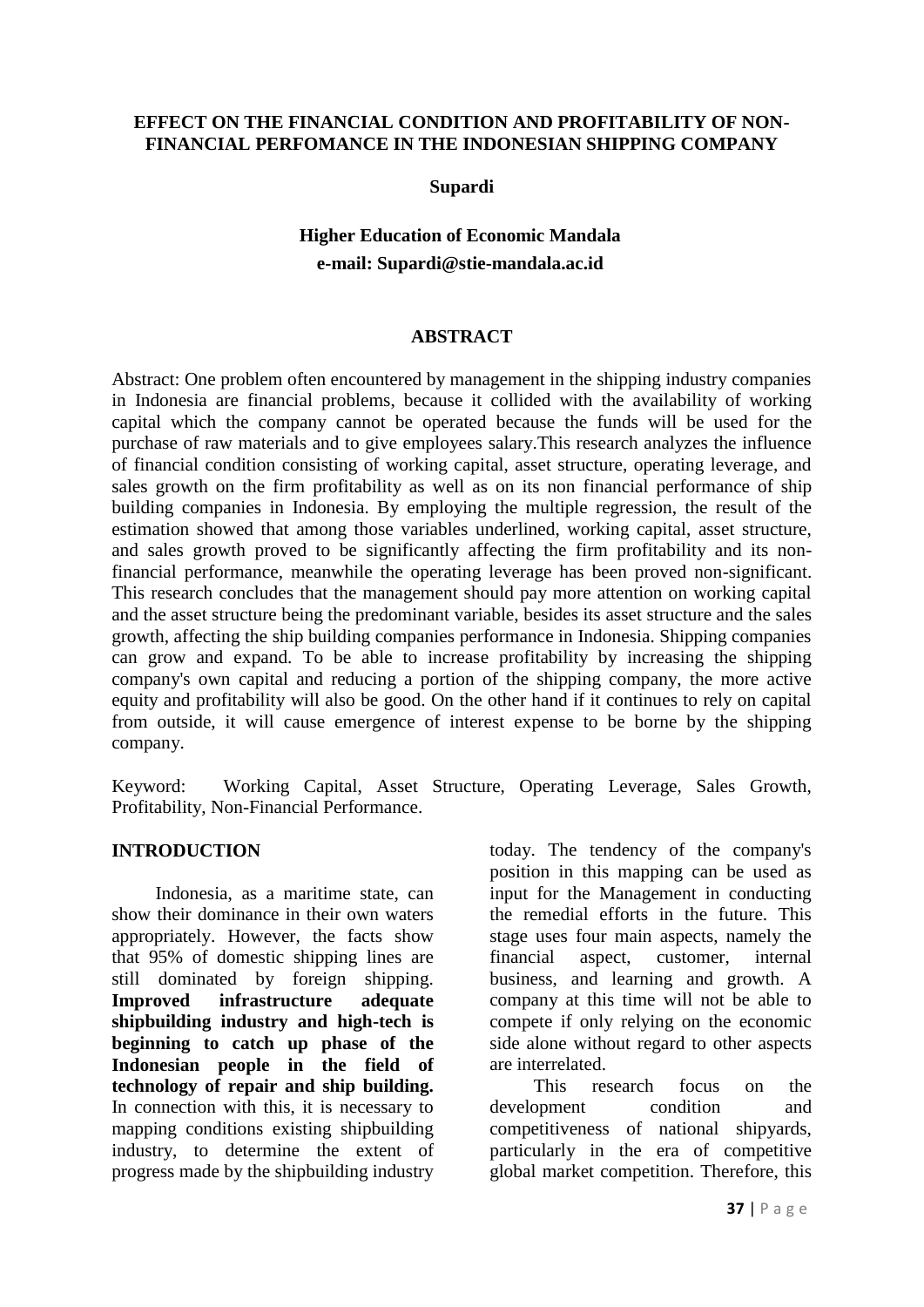# EFFECT ON THE FINANCIAL CONDITION AND PROFITABILITY OF NON-FINANCIAL PERFOMANCE IN THE INDONESIAN SHIPPING COMPANY

**Supardi**

**Higher Education of Economic Mandala**
**e-mail: Supardi@stie-mandala.ac.id**

## ABSTRACT

Abstract: One problem often encountered by management in the shipping industry companies in Indonesia are financial problems, because it collided with the availability of working capital which the company cannot be operated because the funds will be used for the purchase of raw materials and to give employees salary.This research analyzes the influence of financial condition consisting of working capital, asset structure, operating leverage, and sales growth on the firm profitability as well as on its non financial performance of ship building companies in Indonesia. By employing the multiple regression, the result of the estimation showed that among those variables underlined, working capital, asset structure, and sales growth proved to be significantly affecting the firm profitability and its non-financial performance, meanwhile the operating leverage has been proved non-significant. This research concludes that the management should pay more attention on working capital and the asset structure being the predominant variable, besides its asset structure and the sales growth, affecting the ship building companies performance in Indonesia. Shipping companies can grow and expand. To be able to increase profitability by increasing the shipping company's own capital and reducing a portion of the shipping company, the more active equity and profitability will also be good. On the other hand if it continues to rely on capital from outside, it will cause emergence of interest expense to be borne by the shipping company.

Keyword: Working Capital, Asset Structure, Operating Leverage, Sales Growth, Profitability, Non-Financial Performance.

## INTRODUCTION

Indonesia, as a maritime state, can show their dominance in their own waters appropriately. However, the facts show that 95% of domestic shipping lines are still dominated by foreign shipping. **Improved infrastructure adequate shipbuilding industry and high-tech is beginning to catch up phase of the Indonesian people in the field of technology of repair and ship building.** In connection with this, it is necessary to mapping conditions existing shipbuilding industry, to determine the extent of progress made by the shipbuilding industry today. The tendency of the company's position in this mapping can be used as input for the Management in conducting the remedial efforts in the future. This stage uses four main aspects, namely the financial aspect, customer, internal business, and learning and growth. A company at this time will not be able to compete if only relying on the economic side alone without regard to other aspects are interrelated.

This research focus on the development condition and competitiveness of national shipyards, particularly in the era of competitive global market competition. Therefore, this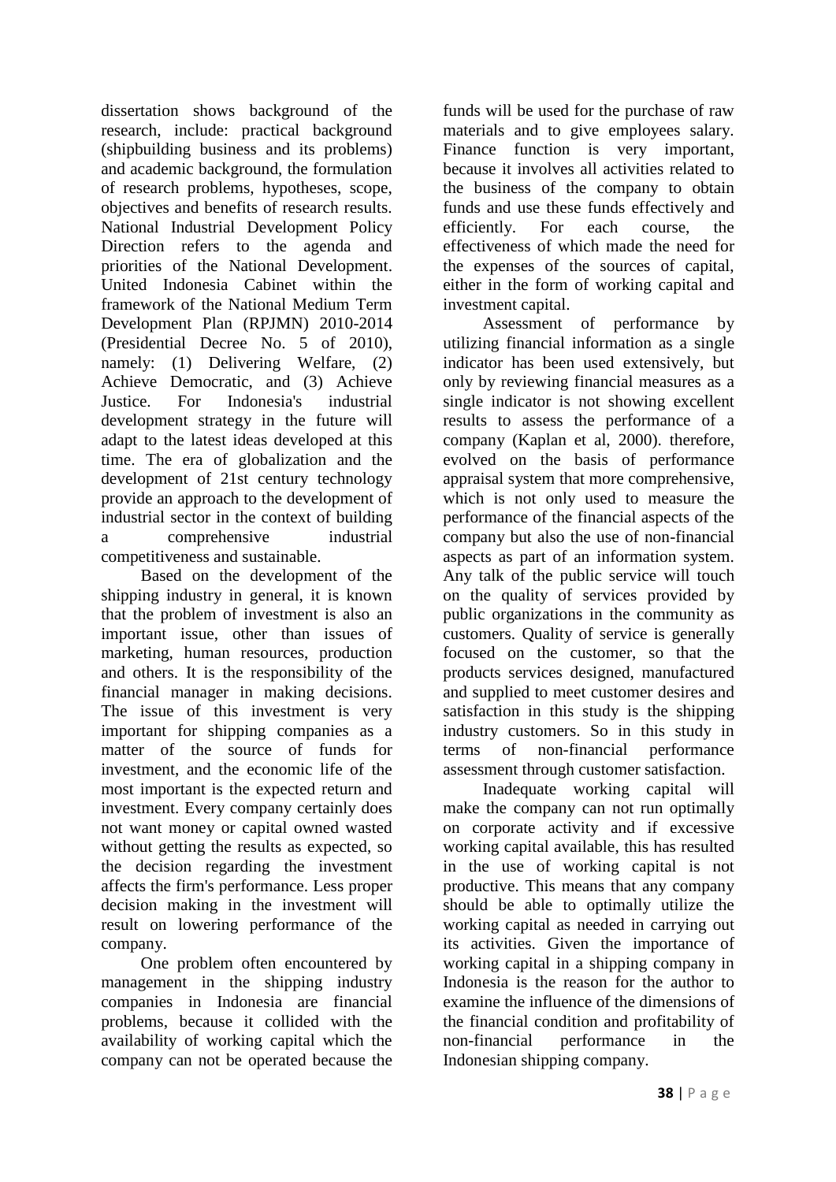dissertation shows background of the research, include: practical background (shipbuilding business and its problems) and academic background, the formulation of research problems, hypotheses, scope, objectives and benefits of research results. National Industrial Development Policy Direction refers to the agenda and priorities of the National Development. United Indonesia Cabinet within the framework of the National Medium Term Development Plan (RPJMN) 2010-2014 (Presidential Decree No. 5 of 2010), namely: (1) Delivering Welfare, (2) Achieve Democratic, and (3) Achieve Justice. For Indonesia's industrial development strategy in the future will adapt to the latest ideas developed at this time. The era of globalization and the development of 21st century technology provide an approach to the development of industrial sector in the context of building a comprehensive industrial competitiveness and sustainable.

Based on the development of the shipping industry in general, it is known that the problem of investment is also an important issue, other than issues of marketing, human resources, production and others. It is the responsibility of the financial manager in making decisions. The issue of this investment is very important for shipping companies as a matter of the source of funds for investment, and the economic life of the most important is the expected return and investment. Every company certainly does not want money or capital owned wasted without getting the results as expected, so the decision regarding the investment affects the firm's performance. Less proper decision making in the investment will result on lowering performance of the company.

One problem often encountered by management in the shipping industry companies in Indonesia are financial problems, because it collided with the availability of working capital which the company can not be operated because the funds will be used for the purchase of raw materials and to give employees salary. Finance function is very important, because it involves all activities related to the business of the company to obtain funds and use these funds effectively and efficiently. For each course, the effectiveness of which made the need for the expenses of the sources of capital, either in the form of working capital and investment capital.

Assessment of performance by utilizing financial information as a single indicator has been used extensively, but only by reviewing financial measures as a single indicator is not showing excellent results to assess the performance of a company (Kaplan et al, 2000). therefore, evolved on the basis of performance appraisal system that more comprehensive, which is not only used to measure the performance of the financial aspects of the company but also the use of non-financial aspects as part of an information system. Any talk of the public service will touch on the quality of services provided by public organizations in the community as customers. Quality of service is generally focused on the customer, so that the products services designed, manufactured and supplied to meet customer desires and satisfaction in this study is the shipping industry customers. So in this study in terms of non-financial performance assessment through customer satisfaction.

Inadequate working capital will make the company can not run optimally on corporate activity and if excessive working capital available, this has resulted in the use of working capital is not productive. This means that any company should be able to optimally utilize the working capital as needed in carrying out its activities. Given the importance of working capital in a shipping company in Indonesia is the reason for the author to examine the influence of the dimensions of the financial condition and profitability of non-financial performance in the Indonesian shipping company.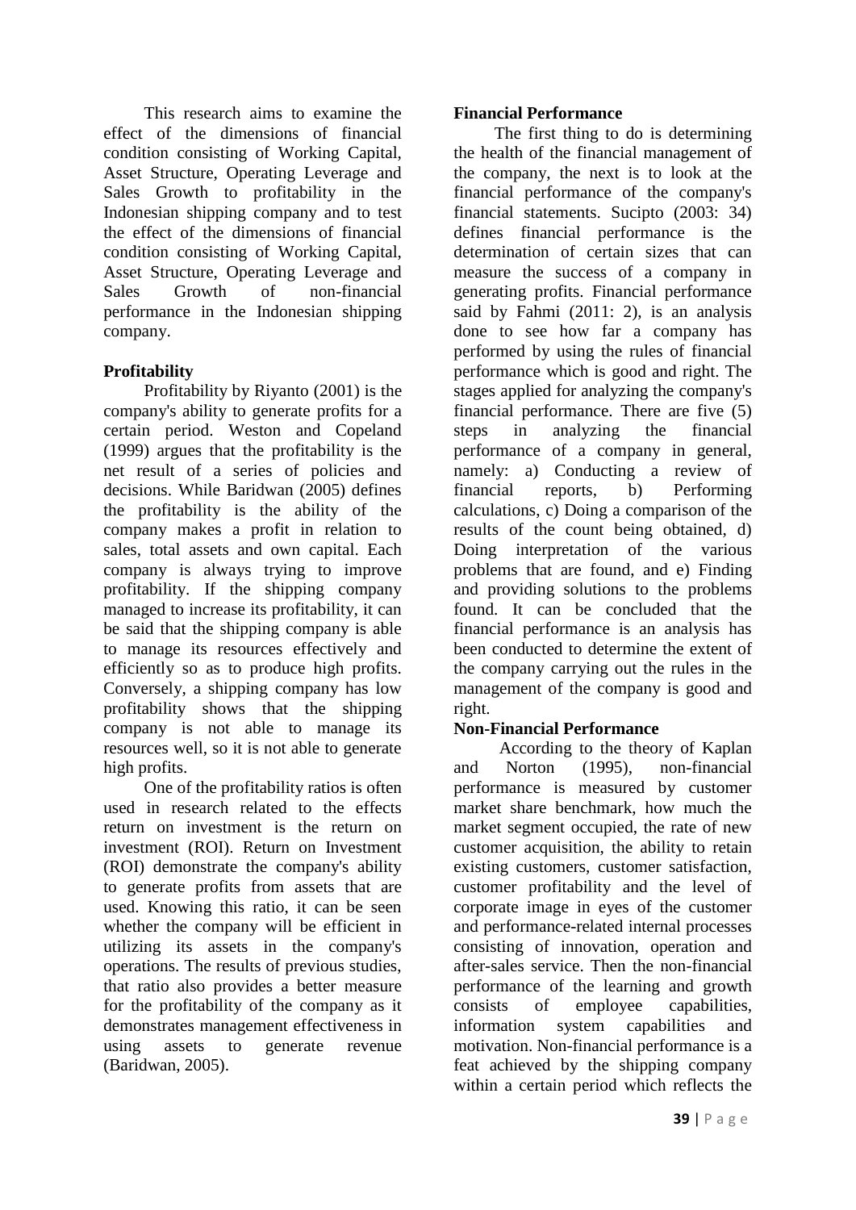This research aims to examine the effect of the dimensions of financial condition consisting of Working Capital, Asset Structure, Operating Leverage and Sales Growth to profitability in the Indonesian shipping company and to test the effect of the dimensions of financial condition consisting of Working Capital, Asset Structure, Operating Leverage and Sales Growth of non-financial performance in the Indonesian shipping company.

## Profitability

Profitability by Riyanto (2001) is the company's ability to generate profits for a certain period. Weston and Copeland (1999) argues that the profitability is the net result of a series of policies and decisions. While Baridwan (2005) defines the profitability is the ability of the company makes a profit in relation to sales, total assets and own capital. Each company is always trying to improve profitability. If the shipping company managed to increase its profitability, it can be said that the shipping company is able to manage its resources effectively and efficiently so as to produce high profits. Conversely, a shipping company has low profitability shows that the shipping company is not able to manage its resources well, so it is not able to generate high profits.

One of the profitability ratios is often used in research related to the effects return on investment is the return on investment (ROI). Return on Investment (ROI) demonstrate the company's ability to generate profits from assets that are used. Knowing this ratio, it can be seen whether the company will be efficient in utilizing its assets in the company's operations. The results of previous studies, that ratio also provides a better measure for the profitability of the company as it demonstrates management effectiveness in using assets to generate revenue (Baridwan, 2005).

## Financial Performance

The first thing to do is determining the health of the financial management of the company, the next is to look at the financial performance of the company's financial statements. Sucipto (2003: 34) defines financial performance is the determination of certain sizes that can measure the success of a company in generating profits. Financial performance said by Fahmi (2011: 2), is an analysis done to see how far a company has performed by using the rules of financial performance which is good and right. The stages applied for analyzing the company's financial performance. There are five (5) steps in analyzing the financial performance of a company in general, namely: a) Conducting a review of financial reports, b) Performing calculations, c) Doing a comparison of the results of the count being obtained, d) Doing interpretation of the various problems that are found, and e) Finding and providing solutions to the problems found. It can be concluded that the financial performance is an analysis has been conducted to determine the extent of the company carrying out the rules in the management of the company is good and right.

## Non-Financial Performance

According to the theory of Kaplan and Norton (1995), non-financial performance is measured by customer market share benchmark, how much the market segment occupied, the rate of new customer acquisition, the ability to retain existing customers, customer satisfaction, customer profitability and the level of corporate image in eyes of the customer and performance-related internal processes consisting of innovation, operation and after-sales service. Then the non-financial performance of the learning and growth consists of employee capabilities, information system capabilities and motivation. Non-financial performance is a feat achieved by the shipping company within a certain period which reflects the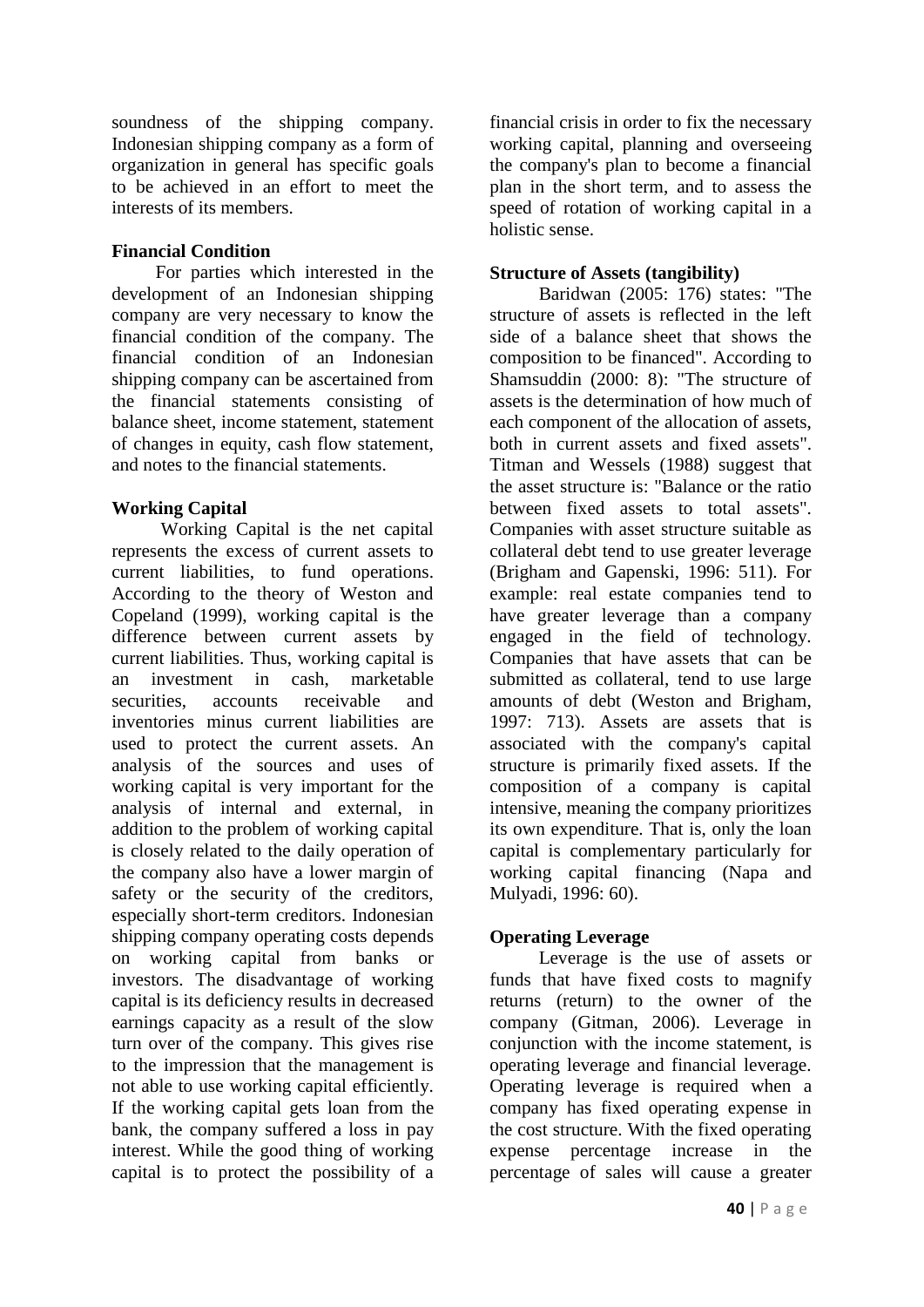soundness of the shipping company. Indonesian shipping company as a form of organization in general has specific goals to be achieved in an effort to meet the interests of its members.

**Financial Condition**

For parties which interested in the development of an Indonesian shipping company are very necessary to know the financial condition of the company. The financial condition of an Indonesian shipping company can be ascertained from the financial statements consisting of balance sheet, income statement, statement of changes in equity, cash flow statement, and notes to the financial statements.

**Working Capital**

Working Capital is the net capital represents the excess of current assets to current liabilities, to fund operations. According to the theory of Weston and Copeland (1999), working capital is the difference between current assets by current liabilities. Thus, working capital is an investment in cash, marketable securities, accounts receivable and inventories minus current liabilities are used to protect the current assets. An analysis of the sources and uses of working capital is very important for the analysis of internal and external, in addition to the problem of working capital is closely related to the daily operation of the company also have a lower margin of safety or the security of the creditors, especially short-term creditors. Indonesian shipping company operating costs depends on working capital from banks or investors. The disadvantage of working capital is its deficiency results in decreased earnings capacity as a result of the slow turn over of the company. This gives rise to the impression that the management is not able to use working capital efficiently. If the working capital gets loan from the bank, the company suffered a loss in pay interest. While the good thing of working capital is to protect the possibility of a financial crisis in order to fix the necessary working capital, planning and overseeing the company's plan to become a financial plan in the short term, and to assess the speed of rotation of working capital in a holistic sense.

**Structure of Assets (tangibility)**

Baridwan (2005: 176) states: "The structure of assets is reflected in the left side of a balance sheet that shows the composition to be financed". According to Shamsuddin (2000: 8): "The structure of assets is the determination of how much of each component of the allocation of assets, both in current assets and fixed assets". Titman and Wessels (1988) suggest that the asset structure is: "Balance or the ratio between fixed assets to total assets". Companies with asset structure suitable as collateral debt tend to use greater leverage (Brigham and Gapenski, 1996: 511). For example: real estate companies tend to have greater leverage than a company engaged in the field of technology. Companies that have assets that can be submitted as collateral, tend to use large amounts of debt (Weston and Brigham, 1997: 713). Assets are assets that is associated with the company's capital structure is primarily fixed assets. If the composition of a company is capital intensive, meaning the company prioritizes its own expenditure. That is, only the loan capital is complementary particularly for working capital financing (Napa and Mulyadi, 1996: 60).

**Operating Leverage**

Leverage is the use of assets or funds that have fixed costs to magnify returns (return) to the owner of the company (Gitman, 2006). Leverage in conjunction with the income statement, is operating leverage and financial leverage. Operating leverage is required when a company has fixed operating expense in the cost structure. With the fixed operating expense percentage increase in the percentage of sales will cause a greater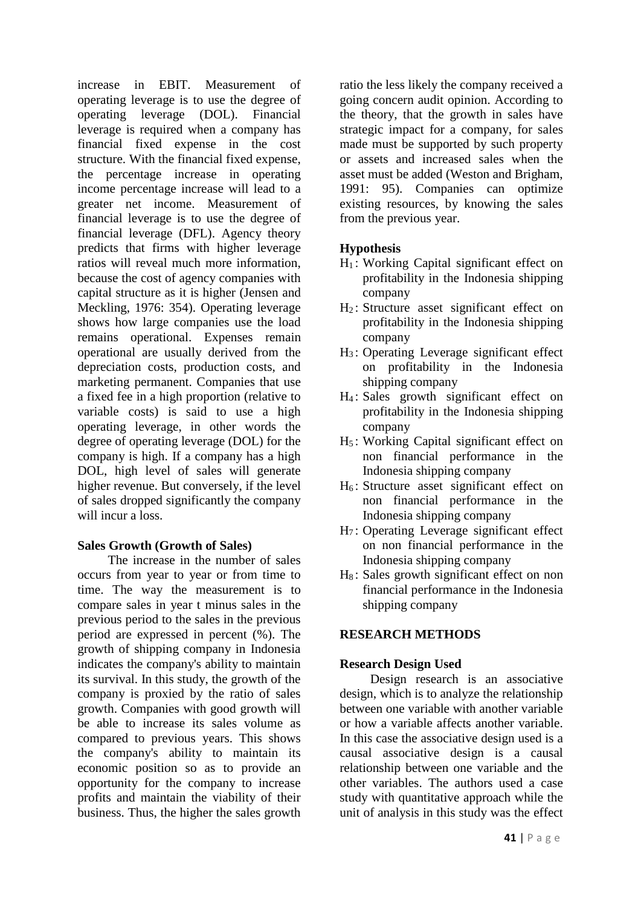increase in EBIT. Measurement of operating leverage is to use the degree of operating leverage (DOL). Financial leverage is required when a company has financial fixed expense in the cost structure. With the financial fixed expense, the percentage increase in operating income percentage increase will lead to a greater net income. Measurement of financial leverage is to use the degree of financial leverage (DFL). Agency theory predicts that firms with higher leverage ratios will reveal much more information, because the cost of agency companies with capital structure as it is higher (Jensen and Meckling, 1976: 354). Operating leverage shows how large companies use the load remains operational. Expenses remain operational are usually derived from the depreciation costs, production costs, and marketing permanent. Companies that use a fixed fee in a high proportion (relative to variable costs) is said to use a high operating leverage, in other words the degree of operating leverage (DOL) for the company is high. If a company has a high DOL, high level of sales will generate higher revenue. But conversely, if the level of sales dropped significantly the company will incur a loss.

**Sales Growth (Growth of Sales)**

The increase in the number of sales occurs from year to year or from time to time. The way the measurement is to compare sales in year t minus sales in the previous period to the sales in the previous period are expressed in percent (%). The growth of shipping company in Indonesia indicates the company's ability to maintain its survival. In this study, the growth of the company is proxied by the ratio of sales growth. Companies with good growth will be able to increase its sales volume as compared to previous years. This shows the company's ability to maintain its economic position so as to provide an opportunity for the company to increase profits and maintain the viability of their business. Thus, the higher the sales growth ratio the less likely the company received a going concern audit opinion. According to the theory, that the growth in sales have strategic impact for a company, for sales made must be supported by such property or assets and increased sales when the asset must be added (Weston and Brigham, 1991: 95). Companies can optimize existing resources, by knowing the sales from the previous year.

**Hypothesis**

- $H_1$ : Working Capital significant effect on profitability in the Indonesia shipping company
- $H_2$ : Structure asset significant effect on profitability in the Indonesia shipping company
- $H_3$ : Operating Leverage significant effect on profitability in the Indonesia shipping company
- $H_4$ : Sales growth significant effect on profitability in the Indonesia shipping company
- $H_5$ : Working Capital significant effect on non financial performance in the Indonesia shipping company
- $H_6$ : Structure asset significant effect on non financial performance in the Indonesia shipping company
- $H_7$ : Operating Leverage significant effect on non financial performance in the Indonesia shipping company
- $H_8$ : Sales growth significant effect on non financial performance in the Indonesia shipping company

## RESEARCH METHODS

**Research Design Used**

Design research is an associative design, which is to analyze the relationship between one variable with another variable or how a variable affects another variable. In this case the associative design used is a causal associative design is a causal relationship between one variable and the other variables. The authors used a case study with quantitative approach while the unit of analysis in this study was the effect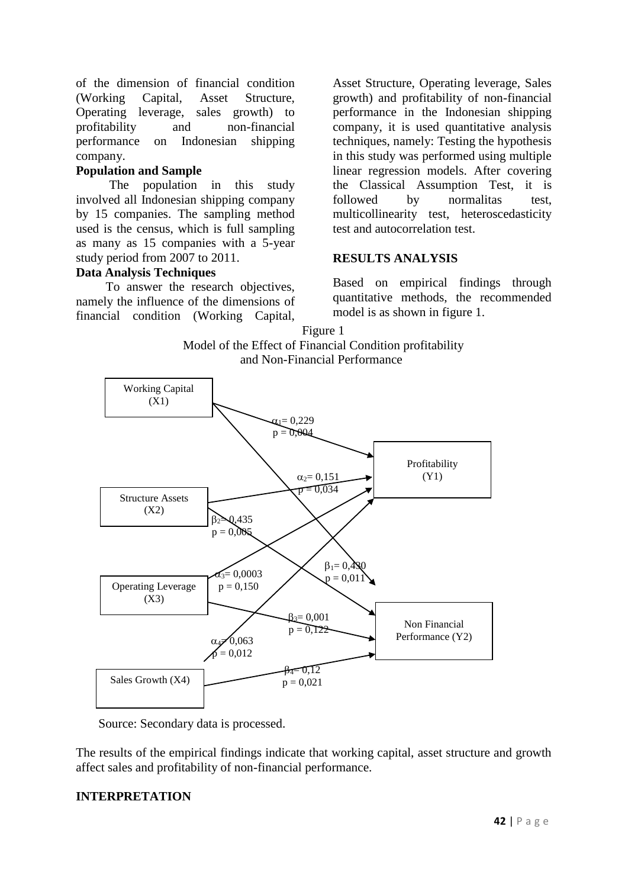of the dimension of financial condition (Working Capital, Asset Structure, Operating leverage, sales growth) to profitability and non-financial performance on Indonesian shipping company.

**Population and Sample**

The population in this study involved all Indonesian shipping company by 15 companies. The sampling method used is the census, which is full sampling as many as 15 companies with a 5-year study period from 2007 to 2011.

**Data Analysis Techniques**

To answer the research objectives, namely the influence of the dimensions of financial condition (Working Capital, Asset Structure, Operating leverage, Sales growth) and profitability of non-financial performance in the Indonesian shipping company, it is used quantitative analysis techniques, namely: Testing the hypothesis in this study was performed using multiple linear regression models. After covering the Classical Assumption Test, it is followed by normalitas test, multicollinearity test, heteroscedasticity test and autocorrelation test.

## RESULTS ANALYSIS

Based on empirical findings through quantitative methods, the recommended model is as shown in figure 1.

Figure 1
Model of the Effect of Financial Condition profitability and Non-Financial Performance

| Path | Coefficient | p |
|---|---|---|
| Working Capital (X1) → Profitability (Y1) | $\alpha_1 = 0{,}229$ | $p = 0{,}004$ |
| Structure Assets (X2) → Profitability (Y1) | $\alpha_2 = 0{,}151$ | $p = 0{,}034$ |
| Operating Leverage (X3) → Profitability (Y1) | $\alpha_3 = 0{,}0003$ | $p = 0{,}150$ |
| Sales Growth (X4) → Profitability (Y1) | $\alpha_4 = 0{,}063$ | $p = 0{,}012$ |
| Working Capital (X1) → Non Financial Performance (Y2) | $\beta_1 = 0{,}430$ | $p = 0{,}011$ |
| Structure Assets (X2) → Non Financial Performance (Y2) | $\beta_2 = 0{,}435$ | $p = 0{,}005$ |
| Operating Leverage (X3) → Non Financial Performance (Y2) | $\beta_3 = 0{,}001$ | $p = 0{,}122$ |
| Sales Growth (X4) → Non Financial Performance (Y2) | $\beta_4 = 0{,}12$ | $p = 0{,}021$ |

Source: Secondary data is processed.

The results of the empirical findings indicate that working capital, asset structure and growth affect sales and profitability of non-financial performance.

## INTERPRETATION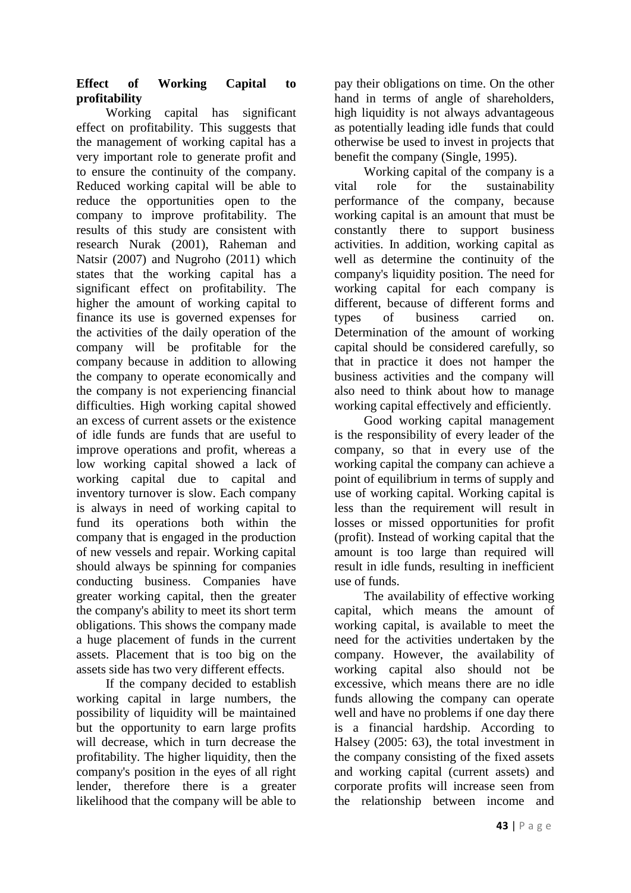**Effect of Working Capital to profitability**

Working capital has significant effect on profitability. This suggests that the management of working capital has a very important role to generate profit and to ensure the continuity of the company. Reduced working capital will be able to reduce the opportunities open to the company to improve profitability. The results of this study are consistent with research Nurak (2001), Raheman and Natsir (2007) and Nugroho (2011) which states that the working capital has a significant effect on profitability. The higher the amount of working capital to finance its use is governed expenses for the activities of the daily operation of the company will be profitable for the company because in addition to allowing the company to operate economically and the company is not experiencing financial difficulties. High working capital showed an excess of current assets or the existence of idle funds are funds that are useful to improve operations and profit, whereas a low working capital showed a lack of working capital due to capital and inventory turnover is slow. Each company is always in need of working capital to fund its operations both within the company that is engaged in the production of new vessels and repair. Working capital should always be spinning for companies conducting business. Companies have greater working capital, then the greater the company's ability to meet its short term obligations. This shows the company made a huge placement of funds in the current assets. Placement that is too big on the assets side has two very different effects.

If the company decided to establish working capital in large numbers, the possibility of liquidity will be maintained but the opportunity to earn large profits will decrease, which in turn decrease the profitability. The higher liquidity, then the company's position in the eyes of all right lender, therefore there is a greater likelihood that the company will be able to pay their obligations on time. On the other hand in terms of angle of shareholders, high liquidity is not always advantageous as potentially leading idle funds that could otherwise be used to invest in projects that benefit the company (Single, 1995).

Working capital of the company is a vital role for the sustainability performance of the company, because working capital is an amount that must be constantly there to support business activities. In addition, working capital as well as determine the continuity of the company's liquidity position. The need for working capital for each company is different, because of different forms and types of business carried on. Determination of the amount of working capital should be considered carefully, so that in practice it does not hamper the business activities and the company will also need to think about how to manage working capital effectively and efficiently.

Good working capital management is the responsibility of every leader of the company, so that in every use of the working capital the company can achieve a point of equilibrium in terms of supply and use of working capital. Working capital is less than the requirement will result in losses or missed opportunities for profit (profit). Instead of working capital that the amount is too large than required will result in idle funds, resulting in inefficient use of funds.

The availability of effective working capital, which means the amount of working capital, is available to meet the need for the activities undertaken by the company. However, the availability of working capital also should not be excessive, which means there are no idle funds allowing the company can operate well and have no problems if one day there is a financial hardship. According to Halsey (2005: 63), the total investment in the company consisting of the fixed assets and working capital (current assets) and corporate profits will increase seen from the relationship between income and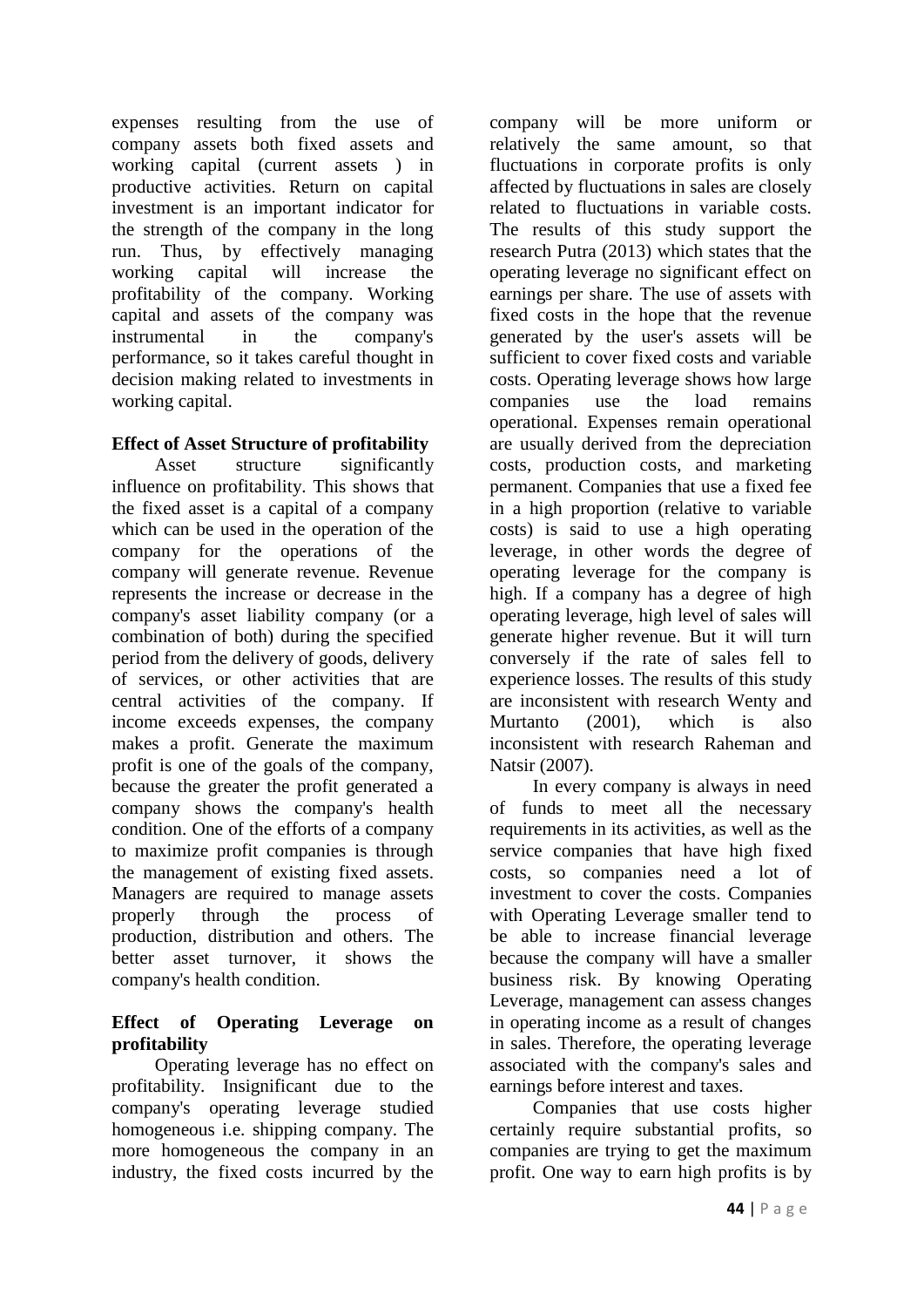expenses resulting from the use of company assets both fixed assets and working capital (current assets ) in productive activities. Return on capital investment is an important indicator for the strength of the company in the long run. Thus, by effectively managing working capital will increase the profitability of the company. Working capital and assets of the company was instrumental in the company's performance, so it takes careful thought in decision making related to investments in working capital.

**Effect of Asset Structure of profitability**

Asset structure significantly influence on profitability. This shows that the fixed asset is a capital of a company which can be used in the operation of the company for the operations of the company will generate revenue. Revenue represents the increase or decrease in the company's asset liability company (or a combination of both) during the specified period from the delivery of goods, delivery of services, or other activities that are central activities of the company. If income exceeds expenses, the company makes a profit. Generate the maximum profit is one of the goals of the company, because the greater the profit generated a company shows the company's health condition. One of the efforts of a company to maximize profit companies is through the management of existing fixed assets. Managers are required to manage assets properly through the process of production, distribution and others. The better asset turnover, it shows the company's health condition.

**Effect of Operating Leverage on profitability**

Operating leverage has no effect on profitability. Insignificant due to the company's operating leverage studied homogeneous i.e. shipping company. The more homogeneous the company in an industry, the fixed costs incurred by the company will be more uniform or relatively the same amount, so that fluctuations in corporate profits is only affected by fluctuations in sales are closely related to fluctuations in variable costs. The results of this study support the research Putra (2013) which states that the operating leverage no significant effect on earnings per share. The use of assets with fixed costs in the hope that the revenue generated by the user's assets will be sufficient to cover fixed costs and variable costs. Operating leverage shows how large companies use the load remains operational. Expenses remain operational are usually derived from the depreciation costs, production costs, and marketing permanent. Companies that use a fixed fee in a high proportion (relative to variable costs) is said to use a high operating leverage, in other words the degree of operating leverage for the company is high. If a company has a degree of high operating leverage, high level of sales will generate higher revenue. But it will turn conversely if the rate of sales fell to experience losses. The results of this study are inconsistent with research Wenty and Murtanto (2001), which is also inconsistent with research Raheman and Natsir (2007).

In every company is always in need of funds to meet all the necessary requirements in its activities, as well as the service companies that have high fixed costs, so companies need a lot of investment to cover the costs. Companies with Operating Leverage smaller tend to be able to increase financial leverage because the company will have a smaller business risk. By knowing Operating Leverage, management can assess changes in operating income as a result of changes in sales. Therefore, the operating leverage associated with the company's sales and earnings before interest and taxes.

Companies that use costs higher certainly require substantial profits, so companies are trying to get the maximum profit. One way to earn high profits is by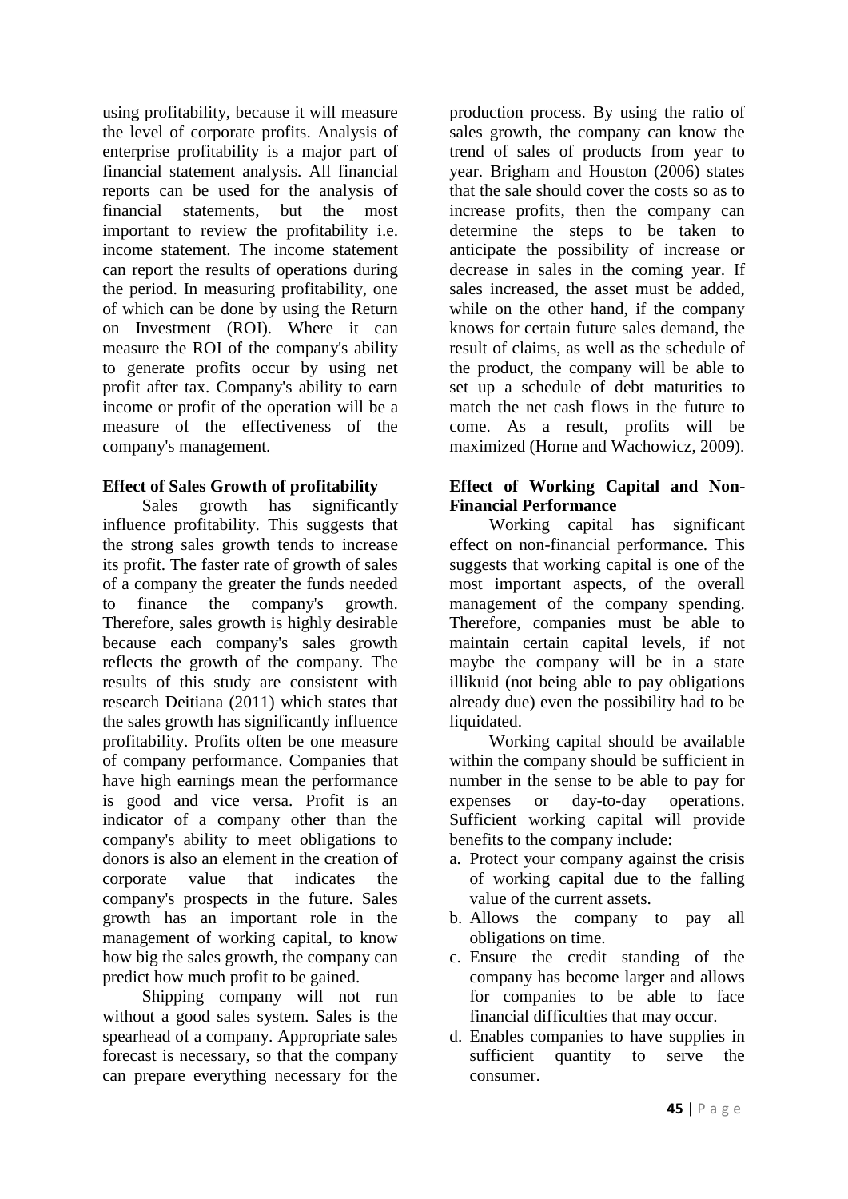using profitability, because it will measure the level of corporate profits. Analysis of enterprise profitability is a major part of financial statement analysis. All financial reports can be used for the analysis of financial statements, but the most important to review the profitability i.e. income statement. The income statement can report the results of operations during the period. In measuring profitability, one of which can be done by using the Return on Investment (ROI). Where it can measure the ROI of the company's ability to generate profits occur by using net profit after tax. Company's ability to earn income or profit of the operation will be a measure of the effectiveness of the company's management.

**Effect of Sales Growth of profitability**

Sales growth has significantly influence profitability. This suggests that the strong sales growth tends to increase its profit. The faster rate of growth of sales of a company the greater the funds needed to finance the company's growth. Therefore, sales growth is highly desirable because each company's sales growth reflects the growth of the company. The results of this study are consistent with research Deitiana (2011) which states that the sales growth has significantly influence profitability. Profits often be one measure of company performance. Companies that have high earnings mean the performance is good and vice versa. Profit is an indicator of a company other than the company's ability to meet obligations to donors is also an element in the creation of corporate value that indicates the company's prospects in the future. Sales growth has an important role in the management of working capital, to know how big the sales growth, the company can predict how much profit to be gained.

Shipping company will not run without a good sales system. Sales is the spearhead of a company. Appropriate sales forecast is necessary, so that the company can prepare everything necessary for the production process. By using the ratio of sales growth, the company can know the trend of sales of products from year to year. Brigham and Houston (2006) states that the sale should cover the costs so as to increase profits, then the company can determine the steps to be taken to anticipate the possibility of increase or decrease in sales in the coming year. If sales increased, the asset must be added, while on the other hand, if the company knows for certain future sales demand, the result of claims, as well as the schedule of the product, the company will be able to set up a schedule of debt maturities to match the net cash flows in the future to come. As a result, profits will be maximized (Horne and Wachowicz, 2009).

**Effect of Working Capital and Non-Financial Performance**

Working capital has significant effect on non-financial performance. This suggests that working capital is one of the most important aspects, of the overall management of the company spending. Therefore, companies must be able to maintain certain capital levels, if not maybe the company will be in a state illikuid (not being able to pay obligations already due) even the possibility had to be liquidated.

Working capital should be available within the company should be sufficient in number in the sense to be able to pay for expenses or day-to-day operations. Sufficient working capital will provide benefits to the company include:

a. Protect your company against the crisis of working capital due to the falling value of the current assets.
b. Allows the company to pay all obligations on time.
c. Ensure the credit standing of the company has become larger and allows for companies to be able to face financial difficulties that may occur.
d. Enables companies to have supplies in sufficient quantity to serve the consumer.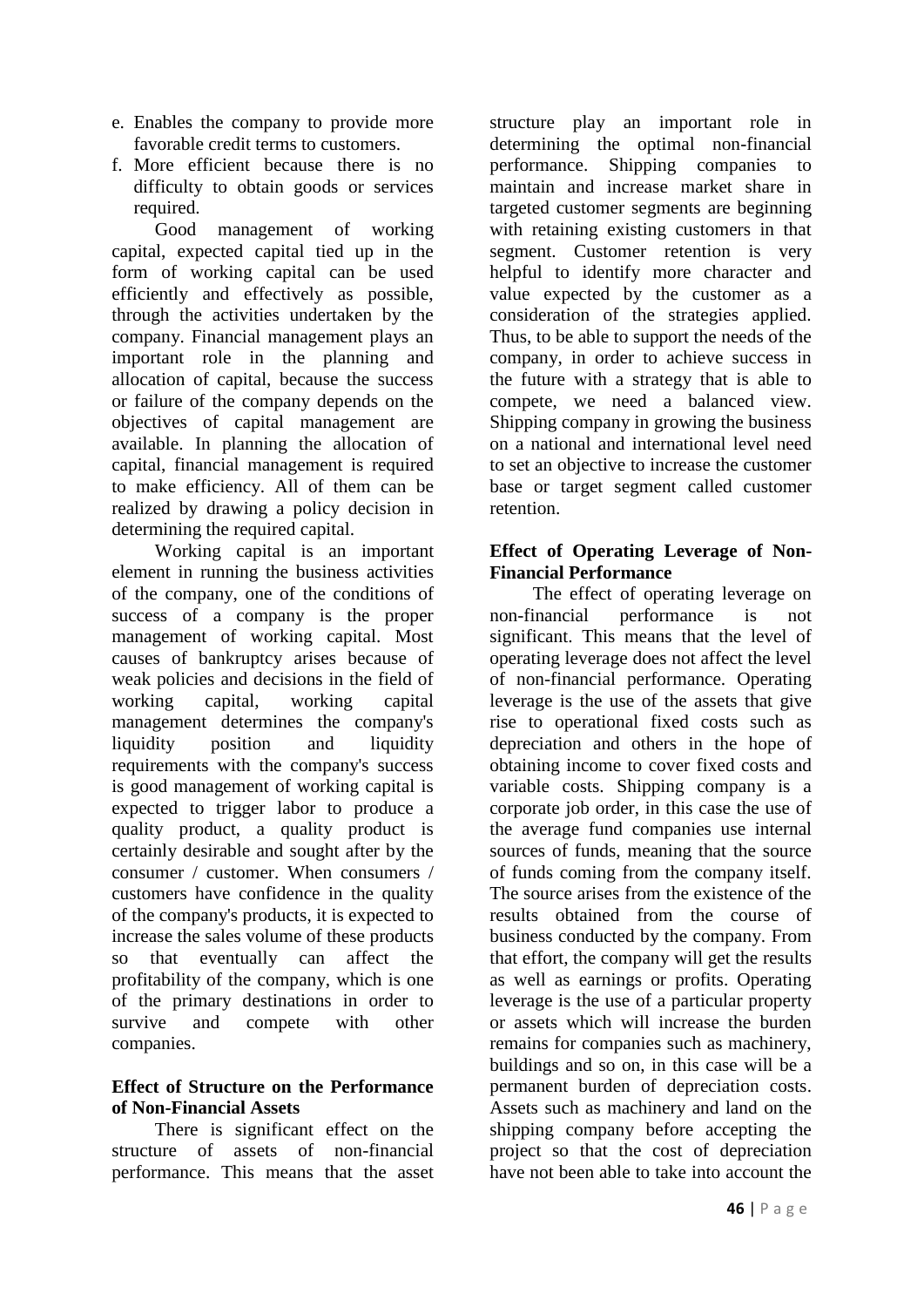e. Enables the company to provide more favorable credit terms to customers.
f. More efficient because there is no difficulty to obtain goods or services required.

Good management of working capital, expected capital tied up in the form of working capital can be used efficiently and effectively as possible, through the activities undertaken by the company. Financial management plays an important role in the planning and allocation of capital, because the success or failure of the company depends on the objectives of capital management are available. In planning the allocation of capital, financial management is required to make efficiency. All of them can be realized by drawing a policy decision in determining the required capital.

Working capital is an important element in running the business activities of the company, one of the conditions of success of a company is the proper management of working capital. Most causes of bankruptcy arises because of weak policies and decisions in the field of working capital, working capital management determines the company's liquidity position and liquidity requirements with the company's success is good management of working capital is expected to trigger labor to produce a quality product, a quality product is certainly desirable and sought after by the consumer / customer. When consumers / customers have confidence in the quality of the company's products, it is expected to increase the sales volume of these products so that eventually can affect the profitability of the company, which is one of the primary destinations in order to survive and compete with other companies.

**Effect of Structure on the Performance of Non-Financial Assets**

There is significant effect on the structure of assets of non-financial performance. This means that the asset structure play an important role in determining the optimal non-financial performance. Shipping companies to maintain and increase market share in targeted customer segments are beginning with retaining existing customers in that segment. Customer retention is very helpful to identify more character and value expected by the customer as a consideration of the strategies applied. Thus, to be able to support the needs of the company, in order to achieve success in the future with a strategy that is able to compete, we need a balanced view. Shipping company in growing the business on a national and international level need to set an objective to increase the customer base or target segment called customer retention.

**Effect of Operating Leverage of Non-Financial Performance**

The effect of operating leverage on non-financial performance is not significant. This means that the level of operating leverage does not affect the level of non-financial performance. Operating leverage is the use of the assets that give rise to operational fixed costs such as depreciation and others in the hope of obtaining income to cover fixed costs and variable costs. Shipping company is a corporate job order, in this case the use of the average fund companies use internal sources of funds, meaning that the source of funds coming from the company itself. The source arises from the existence of the results obtained from the course of business conducted by the company. From that effort, the company will get the results as well as earnings or profits. Operating leverage is the use of a particular property or assets which will increase the burden remains for companies such as machinery, buildings and so on, in this case will be a permanent burden of depreciation costs. Assets such as machinery and land on the shipping company before accepting the project so that the cost of depreciation have not been able to take into account the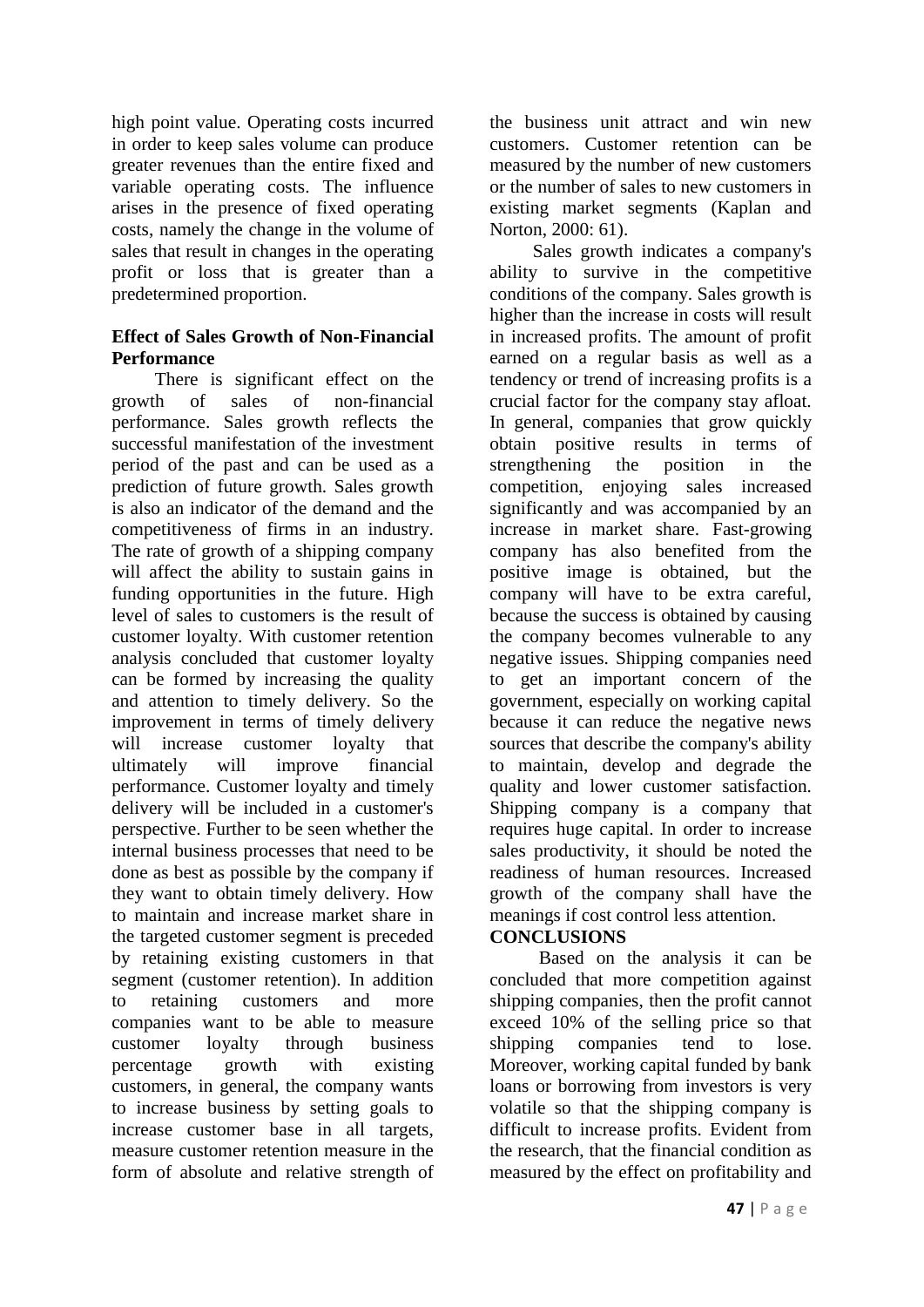high point value. Operating costs incurred in order to keep sales volume can produce greater revenues than the entire fixed and variable operating costs. The influence arises in the presence of fixed operating costs, namely the change in the volume of sales that result in changes in the operating profit or loss that is greater than a predetermined proportion.

**Effect of Sales Growth of Non-Financial Performance**

There is significant effect on the growth of sales of non-financial performance. Sales growth reflects the successful manifestation of the investment period of the past and can be used as a prediction of future growth. Sales growth is also an indicator of the demand and the competitiveness of firms in an industry. The rate of growth of a shipping company will affect the ability to sustain gains in funding opportunities in the future. High level of sales to customers is the result of customer loyalty. With customer retention analysis concluded that customer loyalty can be formed by increasing the quality and attention to timely delivery. So the improvement in terms of timely delivery will increase customer loyalty that ultimately will improve financial performance. Customer loyalty and timely delivery will be included in a customer's perspective. Further to be seen whether the internal business processes that need to be done as best as possible by the company if they want to obtain timely delivery. How to maintain and increase market share in the targeted customer segment is preceded by retaining existing customers in that segment (customer retention). In addition to retaining customers and more companies want to be able to measure customer loyalty through business percentage growth with existing customers, in general, the company wants to increase business by setting goals to increase customer base in all targets, measure customer retention measure in the form of absolute and relative strength of the business unit attract and win new customers. Customer retention can be measured by the number of new customers or the number of sales to new customers in existing market segments (Kaplan and Norton, 2000: 61).

Sales growth indicates a company's ability to survive in the competitive conditions of the company. Sales growth is higher than the increase in costs will result in increased profits. The amount of profit earned on a regular basis as well as a tendency or trend of increasing profits is a crucial factor for the company stay afloat. In general, companies that grow quickly obtain positive results in terms of strengthening the position in the competition, enjoying sales increased significantly and was accompanied by an increase in market share. Fast-growing company has also benefited from the positive image is obtained, but the company will have to be extra careful, because the success is obtained by causing the company becomes vulnerable to any negative issues. Shipping companies need to get an important concern of the government, especially on working capital because it can reduce the negative news sources that describe the company's ability to maintain, develop and degrade the quality and lower customer satisfaction. Shipping company is a company that requires huge capital. In order to increase sales productivity, it should be noted the readiness of human resources. Increased growth of the company shall have the meanings if cost control less attention.

**CONCLUSIONS**

Based on the analysis it can be concluded that more competition against shipping companies, then the profit cannot exceed 10% of the selling price so that shipping companies tend to lose. Moreover, working capital funded by bank loans or borrowing from investors is very volatile so that the shipping company is difficult to increase profits. Evident from the research, that the financial condition as measured by the effect on profitability and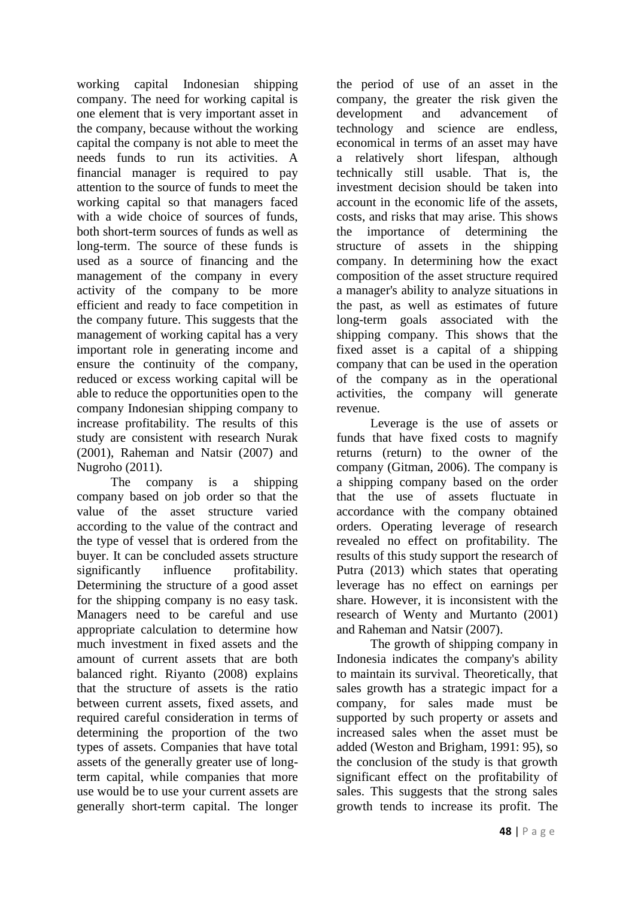working capital Indonesian shipping company. The need for working capital is one element that is very important asset in the company, because without the working capital the company is not able to meet the needs funds to run its activities. A financial manager is required to pay attention to the source of funds to meet the working capital so that managers faced with a wide choice of sources of funds, both short-term sources of funds as well as long-term. The source of these funds is used as a source of financing and the management of the company in every activity of the company to be more efficient and ready to face competition in the company future. This suggests that the management of working capital has a very important role in generating income and ensure the continuity of the company, reduced or excess working capital will be able to reduce the opportunities open to the company Indonesian shipping company to increase profitability. The results of this study are consistent with research Nurak (2001), Raheman and Natsir (2007) and Nugroho (2011).

The company is a shipping company based on job order so that the value of the asset structure varied according to the value of the contract and the type of vessel that is ordered from the buyer. It can be concluded assets structure significantly influence profitability. Determining the structure of a good asset for the shipping company is no easy task. Managers need to be careful and use appropriate calculation to determine how much investment in fixed assets and the amount of current assets that are both balanced right. Riyanto (2008) explains that the structure of assets is the ratio between current assets, fixed assets, and required careful consideration in terms of determining the proportion of the two types of assets. Companies that have total assets of the generally greater use of long-term capital, while companies that more use would be to use your current assets are generally short-term capital. The longer the period of use of an asset in the company, the greater the risk given the development and advancement of technology and science are endless, economical in terms of an asset may have a relatively short lifespan, although technically still usable. That is, the investment decision should be taken into account in the economic life of the assets, costs, and risks that may arise. This shows the importance of determining the structure of assets in the shipping company. In determining how the exact composition of the asset structure required a manager's ability to analyze situations in the past, as well as estimates of future long-term goals associated with the shipping company. This shows that the fixed asset is a capital of a shipping company that can be used in the operation of the company as in the operational activities, the company will generate revenue.

Leverage is the use of assets or funds that have fixed costs to magnify returns (return) to the owner of the company (Gitman, 2006). The company is a shipping company based on the order that the use of assets fluctuate in accordance with the company obtained orders. Operating leverage of research revealed no effect on profitability. The results of this study support the research of Putra (2013) which states that operating leverage has no effect on earnings per share. However, it is inconsistent with the research of Wenty and Murtanto (2001) and Raheman and Natsir (2007).

The growth of shipping company in Indonesia indicates the company's ability to maintain its survival. Theoretically, that sales growth has a strategic impact for a company, for sales made must be supported by such property or assets and increased sales when the asset must be added (Weston and Brigham, 1991: 95), so the conclusion of the study is that growth significant effect on the profitability of sales. This suggests that the strong sales growth tends to increase its profit. The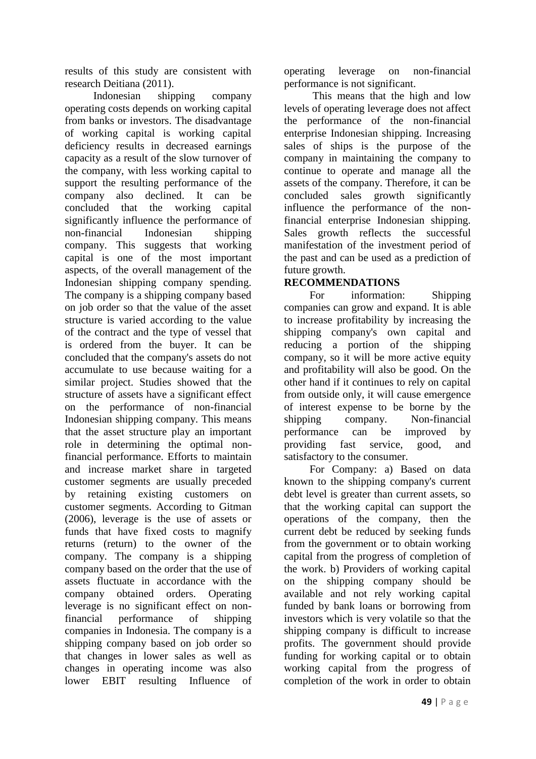results of this study are consistent with research Deitiana (2011).

Indonesian shipping company operating costs depends on working capital from banks or investors. The disadvantage of working capital is working capital deficiency results in decreased earnings capacity as a result of the slow turnover of the company, with less working capital to support the resulting performance of the company also declined. It can be concluded that the working capital significantly influence the performance of non-financial Indonesian shipping company. This suggests that working capital is one of the most important aspects, of the overall management of the Indonesian shipping company spending. The company is a shipping company based on job order so that the value of the asset structure is varied according to the value of the contract and the type of vessel that is ordered from the buyer. It can be concluded that the company's assets do not accumulate to use because waiting for a similar project. Studies showed that the structure of assets have a significant effect on the performance of non-financial Indonesian shipping company. This means that the asset structure play an important role in determining the optimal non-financial performance. Efforts to maintain and increase market share in targeted customer segments are usually preceded by retaining existing customers on customer segments. According to Gitman (2006), leverage is the use of assets or funds that have fixed costs to magnify returns (return) to the owner of the company. The company is a shipping company based on the order that the use of assets fluctuate in accordance with the company obtained orders. Operating leverage is no significant effect on non-financial performance of shipping companies in Indonesia. The company is a shipping company based on job order so that changes in lower sales as well as changes in operating income was also lower EBIT resulting Influence of operating leverage on non-financial performance is not significant.

This means that the high and low levels of operating leverage does not affect the performance of the non-financial enterprise Indonesian shipping. Increasing sales of ships is the purpose of the company in maintaining the company to continue to operate and manage all the assets of the company. Therefore, it can be concluded sales growth significantly influence the performance of the non-financial enterprise Indonesian shipping. Sales growth reflects the successful manifestation of the investment period of the past and can be used as a prediction of future growth.

**RECOMMENDATIONS**

For information: Shipping companies can grow and expand. It is able to increase profitability by increasing the shipping company's own capital and reducing a portion of the shipping company, so it will be more active equity and profitability will also be good. On the other hand if it continues to rely on capital from outside only, it will cause emergence of interest expense to be borne by the shipping company. Non-financial performance can be improved by providing fast service, good, and satisfactory to the consumer.

For Company: a) Based on data known to the shipping company's current debt level is greater than current assets, so that the working capital can support the operations of the company, then the current debt be reduced by seeking funds from the government or to obtain working capital from the progress of completion of the work. b) Providers of working capital on the shipping company should be available and not rely working capital funded by bank loans or borrowing from investors which is very volatile so that the shipping company is difficult to increase profits. The government should provide funding for working capital or to obtain working capital from the progress of completion of the work in order to obtain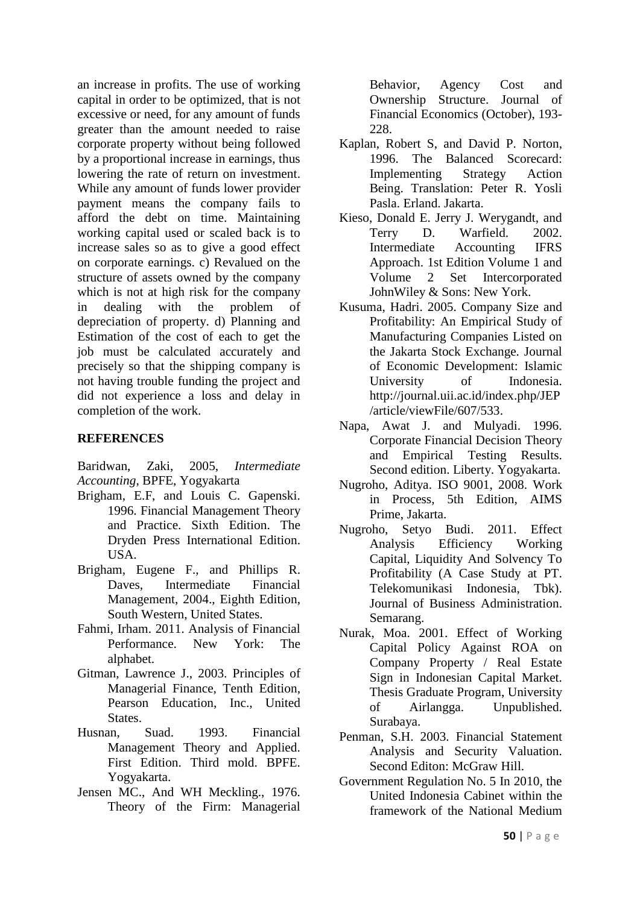an increase in profits. The use of working capital in order to be optimized, that is not excessive or need, for any amount of funds greater than the amount needed to raise corporate property without being followed by a proportional increase in earnings, thus lowering the rate of return on investment. While any amount of funds lower provider payment means the company fails to afford the debt on time. Maintaining working capital used or scaled back is to increase sales so as to give a good effect on corporate earnings. c) Revalued on the structure of assets owned by the company which is not at high risk for the company in dealing with the problem of depreciation of property. d) Planning and Estimation of the cost of each to get the job must be calculated accurately and precisely so that the shipping company is not having trouble funding the project and did not experience a loss and delay in completion of the work.

## REFERENCES

Baridwan, Zaki, 2005, *Intermediate Accounting*, BPFE, Yogyakarta

Brigham, E.F, and Louis C. Gapenski. 1996. Financial Management Theory and Practice. Sixth Edition. The Dryden Press International Edition. USA.

Brigham, Eugene F., and Phillips R. Daves, Intermediate Financial Management, 2004., Eighth Edition, South Western, United States.

Fahmi, Irham. 2011. Analysis of Financial Performance. New York: The alphabet.

Gitman, Lawrence J., 2003. Principles of Managerial Finance, Tenth Edition, Pearson Education, Inc., United States.

Husnan, Suad. 1993. Financial Management Theory and Applied. First Edition. Third mold. BPFE. Yogyakarta.

Jensen MC., And WH Meckling., 1976. Theory of the Firm: Managerial Behavior, Agency Cost and Ownership Structure. Journal of Financial Economics (October), 193-228.

Kaplan, Robert S, and David P. Norton, 1996. The Balanced Scorecard: Implementing Strategy Action Being. Translation: Peter R. Yosli Pasla. Erland. Jakarta.

Kieso, Donald E. Jerry J. Werygandt, and Terry D. Warfield. 2002. Intermediate Accounting IFRS Approach. 1st Edition Volume 1 and Volume 2 Set Intercorporated JohnWiley & Sons: New York.

Kusuma, Hadri. 2005. Company Size and Profitability: An Empirical Study of Manufacturing Companies Listed on the Jakarta Stock Exchange. Journal of Economic Development: Islamic University of Indonesia. http://journal.uii.ac.id/index.php/JEP/article/viewFile/607/533.

Napa, Awat J. and Mulyadi. 1996. Corporate Financial Decision Theory and Empirical Testing Results. Second edition. Liberty. Yogyakarta.

Nugroho, Aditya. ISO 9001, 2008. Work in Process, 5th Edition, AIMS Prime, Jakarta.

Nugroho, Setyo Budi. 2011. Effect Analysis Efficiency Working Capital, Liquidity And Solvency To Profitability (A Case Study at PT. Telekomunikasi Indonesia, Tbk). Journal of Business Administration. Semarang.

Nurak, Moa. 2001. Effect of Working Capital Policy Against ROA on Company Property / Real Estate Sign in Indonesian Capital Market. Thesis Graduate Program, University of Airlangga. Unpublished. Surabaya.

Penman, S.H. 2003. Financial Statement Analysis and Security Valuation. Second Editon: McGraw Hill.

Government Regulation No. 5 In 2010, the United Indonesia Cabinet within the framework of the National Medium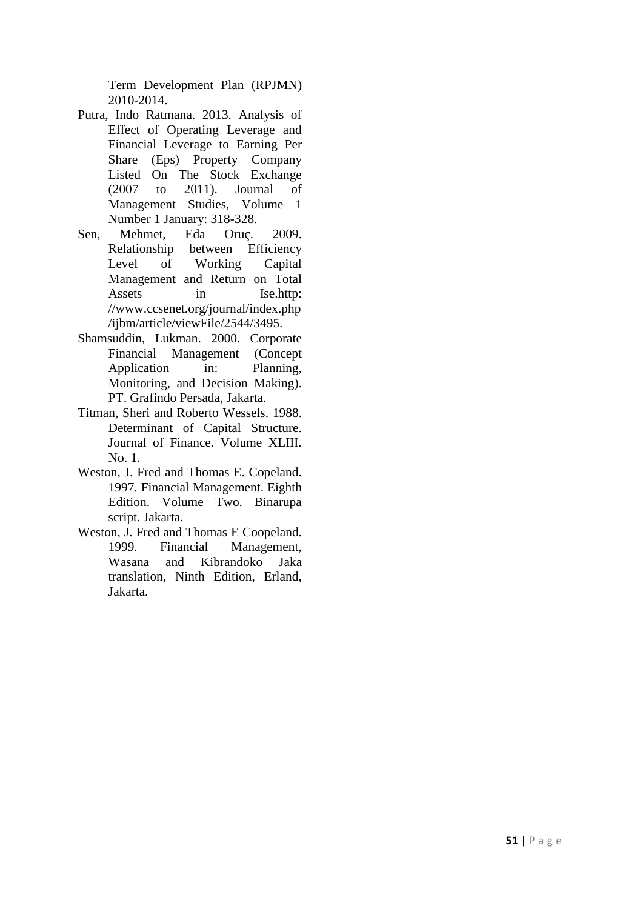Term Development Plan (RPJMN) 2010-2014.

Putra, Indo Ratmana. 2013. Analysis of Effect of Operating Leverage and Financial Leverage to Earning Per Share (Eps) Property Company Listed On The Stock Exchange (2007 to 2011). Journal of Management Studies, Volume 1 Number 1 January: 318-328.

Sen, Mehmet, Eda Oruç. 2009. Relationship between Efficiency Level of Working Capital Management and Return on Total Assets in Ise.http: //www.ccsenet.org/journal/index.php /ijbm/article/viewFile/2544/3495.

Shamsuddin, Lukman. 2000. Corporate Financial Management (Concept Application in: Planning, Monitoring, and Decision Making). PT. Grafindo Persada, Jakarta.

Titman, Sheri and Roberto Wessels. 1988. Determinant of Capital Structure. Journal of Finance. Volume XLIII. No. 1.

Weston, J. Fred and Thomas E. Copeland. 1997. Financial Management. Eighth Edition. Volume Two. Binarupa script. Jakarta.

Weston, J. Fred and Thomas E Coopeland. 1999. Financial Management, Wasana and Kibrandoko Jaka translation, Ninth Edition, Erland, Jakarta.